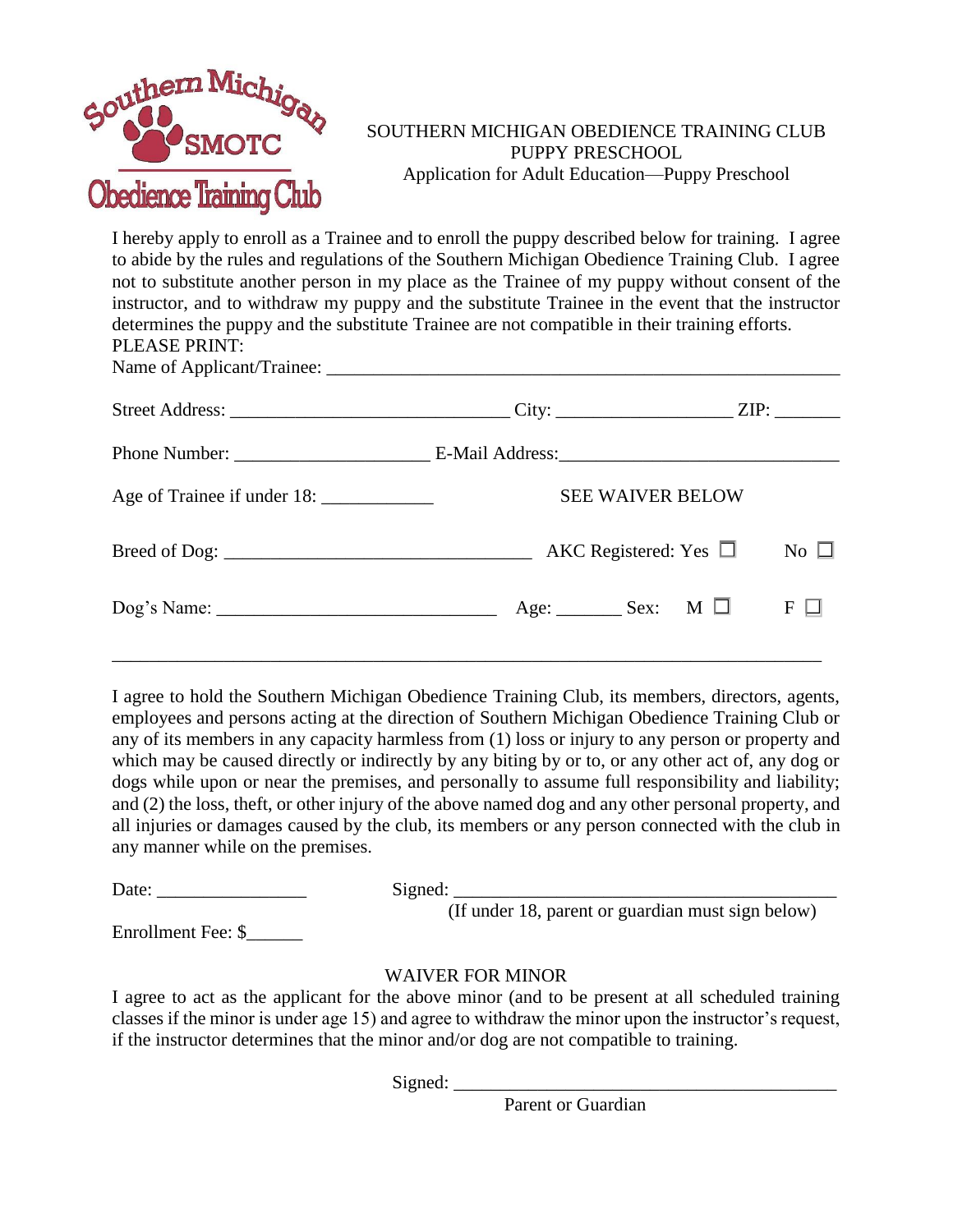Southern Michigan SMOTC Obedience Training Club

# SOUTHERN MICHIGAN OBEDIENCE TRAINING CLUB
## PUPPY PRESCHOOL
### Application for Adult Education—Puppy Preschool

I hereby apply to enroll as a Trainee and to enroll the puppy described below for training. I agree to abide by the rules and regulations of the Southern Michigan Obedience Training Club. I agree not to substitute another person in my place as the Trainee of my puppy without consent of the instructor, and to withdraw my puppy and the substitute Trainee in the event that the instructor determines the puppy and the substitute Trainee are not compatible in their training efforts.

PLEASE PRINT:

Name of Applicant/Trainee: ________________________________________________________

Street Address: ______________________________ City: __________________ ZIP: _______

Phone Number: ____________________ E-Mail Address:_____________________________

Age of Trainee if under 18: ____________ SEE WAIVER BELOW

Breed of Dog: _________________________________ AKC Registered: Yes ☐ No ☐

Dog's Name: _____________________________ Age: _______ Sex: M ☐ F ☐

---

I agree to hold the Southern Michigan Obedience Training Club, its members, directors, agents, employees and persons acting at the direction of Southern Michigan Obedience Training Club or any of its members in any capacity harmless from (1) loss or injury to any person or property and which may be caused directly or indirectly by any biting by or to, or any other act of, any dog or dogs while upon or near the premises, and personally to assume full responsibility and liability; and (2) the loss, theft, or other injury of the above named dog and any other personal property, and all injuries or damages caused by the club, its members or any person connected with the club in any manner while on the premises.

Date: ________________ Signed: _________________________________________

(If under 18, parent or guardian must sign below)

Enrollment Fee: $______

## WAIVER FOR MINOR

I agree to act as the applicant for the above minor (and to be present at all scheduled training classes if the minor is under age 15) and agree to withdraw the minor upon the instructor's request, if the instructor determines that the minor and/or dog are not compatible to training.

Signed: _________________________________________

Parent or Guardian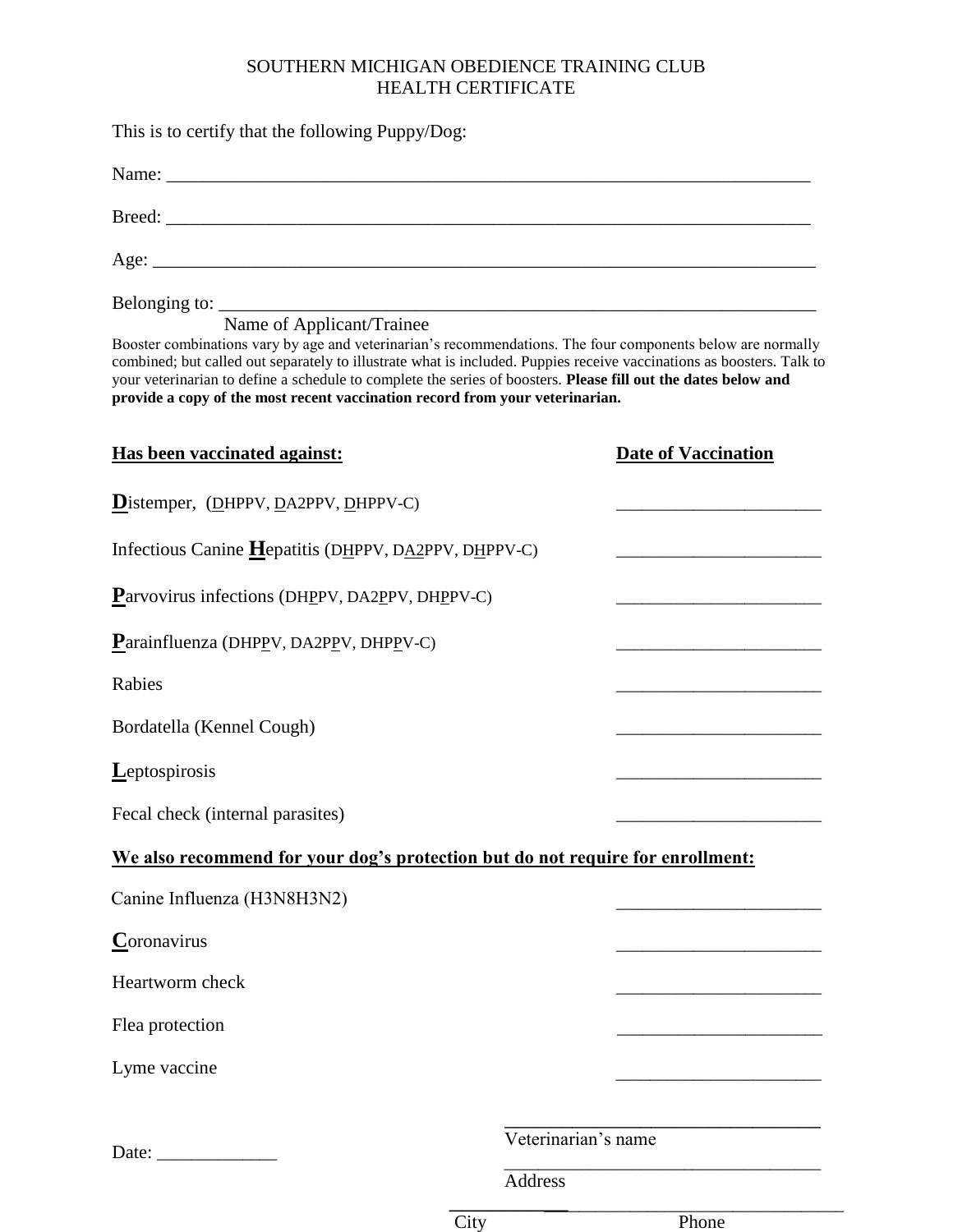SOUTHERN MICHIGAN OBEDIENCE TRAINING CLUB
HEALTH CERTIFICATE

This is to certify that the following Puppy/Dog:

Name: ___________________________________________________________________

Breed: ___________________________________________________________________

Age: _____________________________________________________________________

Belonging to: _____________________________________________________________
Name of Applicant/Trainee

Booster combinations vary by age and veterinarian's recommendations. The four components below are normally combined; but called out separately to illustrate what is included. Puppies receive vaccinations as boosters. Talk to your veterinarian to define a schedule to complete the series of boosters. **Please fill out the dates below and provide a copy of the most recent vaccination record from your veterinarian.**

| **Has been vaccinated against:** | **Date of Vaccination** |
|---|---|
| **D**istemper, (DHPPV, DA2PPV, DHPPV-C) | ______________________ |
| Infectious Canine **H**epatitis (DHPPV, DA2PPV, DHPPV-C) | ______________________ |
| **P**arvovirus infections (DHPPV, DA2PPV, DHPPV-C) | ______________________ |
| **P**arainfluenza (DHPPV, DA2PPV, DHPPV-C) | ______________________ |
| Rabies | ______________________ |
| Bordatella (Kennel Cough) | ______________________ |
| **L**eptospirosis | ______________________ |
| Fecal check (internal parasites) | ______________________ |

**We also recommend for your dog's protection but do not require for enrollment:**

| | |
|---|---|
| Canine Influenza (H3N8H3N2) | ______________________ |
| **C**oronavirus | ______________________ |
| Heartworm check | ______________________ |
| Flea protection | ______________________ |
| Lyme vaccine | ______________________ |

Date: _____________

___________________________________
Veterinarian's name

___________________________________
Address

___________________________________
City Phone